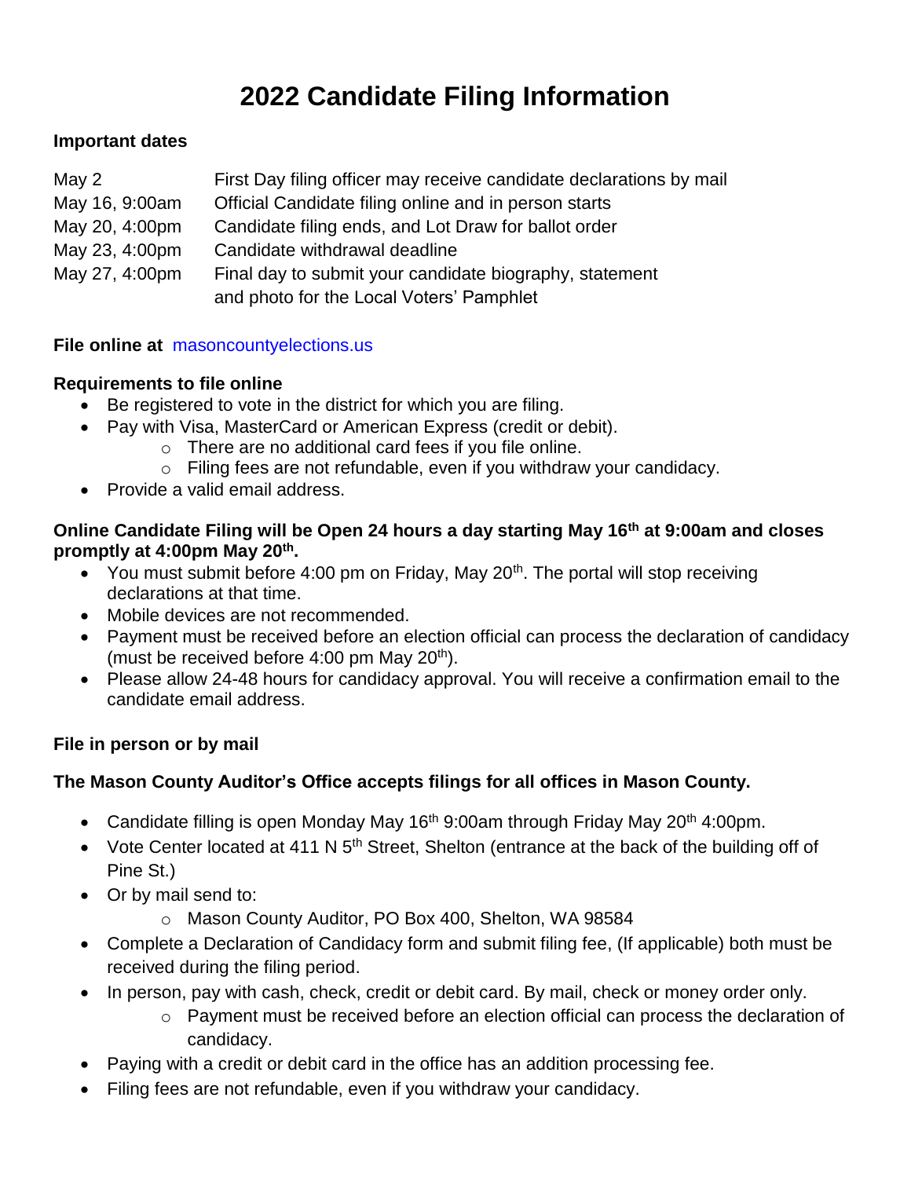# 2022 Candidate Filing Information

**Important dates**

| | |
|---|---|
| May 2 | First Day filing officer may receive candidate declarations by mail |
| May 16, 9:00am | Official Candidate filing online and in person starts |
| May 20, 4:00pm | Candidate filing ends, and Lot Draw for ballot order |
| May 23, 4:00pm | Candidate withdrawal deadline |
| May 27, 4:00pm | Final day to submit your candidate biography, statement and photo for the Local Voters' Pamphlet |

**File online at** masoncountyelections.us

**Requirements to file online**

- Be registered to vote in the district for which you are filing.
- Pay with Visa, MasterCard or American Express (credit or debit).
  - There are no additional card fees if you file online.
  - Filing fees are not refundable, even if you withdraw your candidacy.
- Provide a valid email address.

**Online Candidate Filing will be Open 24 hours a day starting May 16th at 9:00am and closes promptly at 4:00pm May 20th.**

- You must submit before 4:00 pm on Friday, May 20th. The portal will stop receiving declarations at that time.
- Mobile devices are not recommended.
- Payment must be received before an election official can process the declaration of candidacy (must be received before 4:00 pm May 20th).
- Please allow 24-48 hours for candidacy approval. You will receive a confirmation email to the candidate email address.

**File in person or by mail**

**The Mason County Auditor's Office accepts filings for all offices in Mason County.**

- Candidate filling is open Monday May 16th 9:00am through Friday May 20th 4:00pm.
- Vote Center located at 411 N 5th Street, Shelton (entrance at the back of the building off of Pine St.)
- Or by mail send to:
  - Mason County Auditor, PO Box 400, Shelton, WA 98584
- Complete a Declaration of Candidacy form and submit filing fee, (If applicable) both must be received during the filing period.
- In person, pay with cash, check, credit or debit card. By mail, check or money order only.
  - Payment must be received before an election official can process the declaration of candidacy.
- Paying with a credit or debit card in the office has an addition processing fee.
- Filing fees are not refundable, even if you withdraw your candidacy.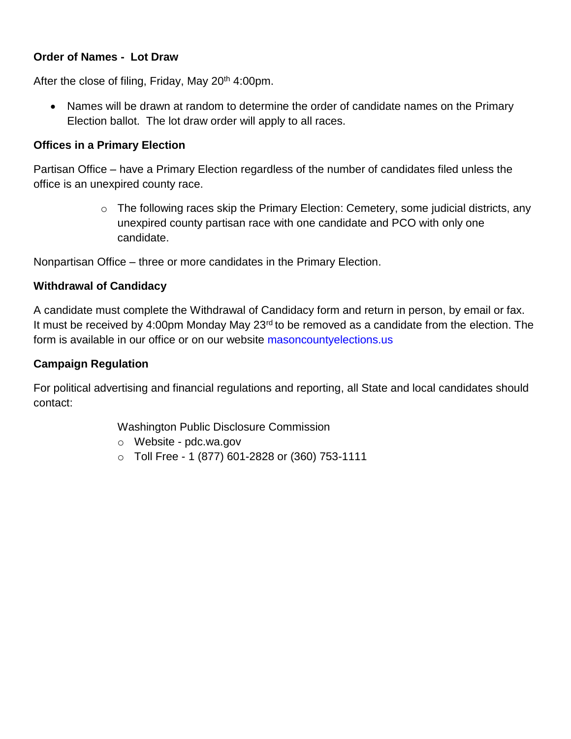**Order of Names - Lot Draw**

After the close of filing, Friday, May 20th 4:00pm.

- Names will be drawn at random to determine the order of candidate names on the Primary Election ballot. The lot draw order will apply to all races.

**Offices in a Primary Election**

Partisan Office – have a Primary Election regardless of the number of candidates filed unless the office is an unexpired county race.

- The following races skip the Primary Election: Cemetery, some judicial districts, any unexpired county partisan race with one candidate and PCO with only one candidate.

Nonpartisan Office – three or more candidates in the Primary Election.

**Withdrawal of Candidacy**

A candidate must complete the Withdrawal of Candidacy form and return in person, by email or fax. It must be received by 4:00pm Monday May 23rd to be removed as a candidate from the election. The form is available in our office or on our website masoncountyelections.us

**Campaign Regulation**

For political advertising and financial regulations and reporting, all State and local candidates should contact:

Washington Public Disclosure Commission

- Website - pdc.wa.gov
- Toll Free - 1 (877) 601-2828 or (360) 753-1111